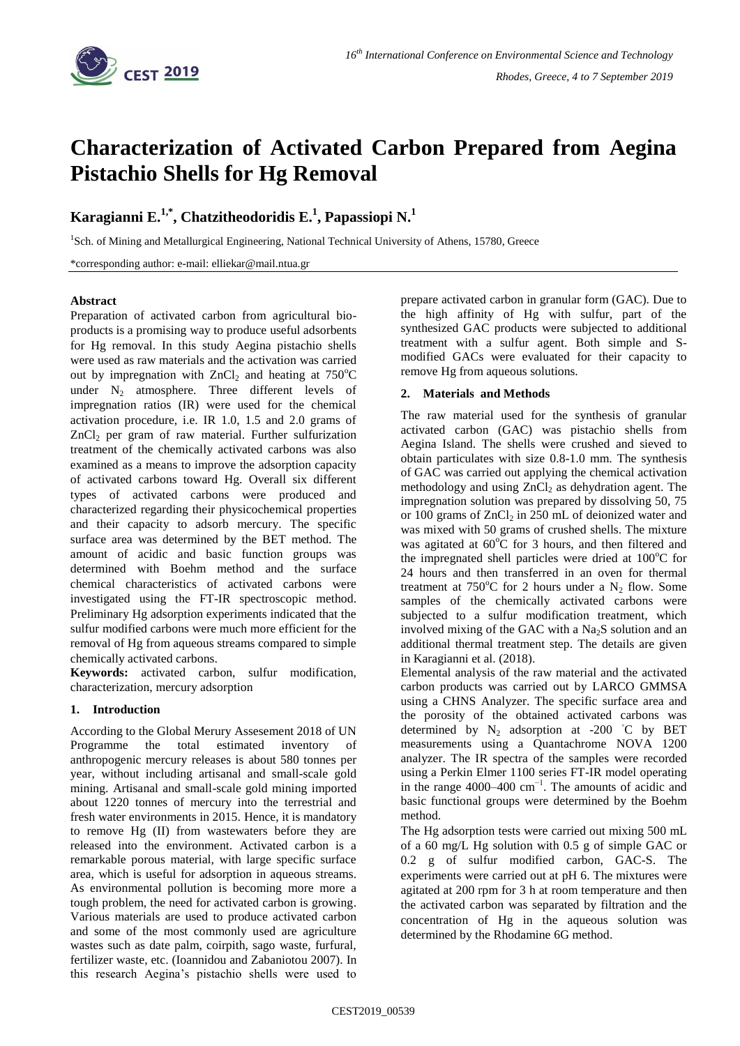# Characterization of Activated Carbon Prepared from Aegina Pistachio Shells for Hg Removal

**Karagianni E.[1,*], Chatzitheodoridis E.[1], Papassiopi N.[1]**

[1]Sch. of Mining and Metallurgical Engineering, National Technical University of Athens, 15780, Greece

*corresponding author: e-mail: elliekar@mail.ntua.gr

### Abstract

Preparation of activated carbon from agricultural bio-products is a promising way to produce useful adsorbents for Hg removal. In this study Aegina pistachio shells were used as raw materials and the activation was carried out by impregnation with $ZnCl_2$ and heating at 750$^oC$ under $N_2$ atmosphere. Three different levels of impregnation ratios (IR) were used for the chemical activation procedure, i.e. IR 1.0, 1.5 and 2.0 grams of $ZnCl_2$ per gram of raw material. Further sulfurization treatment of the chemically activated carbons was also examined as a means to improve the adsorption capacity of activated carbons toward Hg. Overall six different types of activated carbons were produced and characterized regarding their physicochemical properties and their capacity to adsorb mercury. The specific surface area was determined by the BET method. The amount of acidic and basic function groups was determined with Boehm method and the surface chemical characteristics of activated carbons were investigated using the FT-IR spectroscopic method. Preliminary Hg adsorption experiments indicated that the sulfur modified carbons were much more efficient for the removal of Hg from aqueous streams compared to simple chemically activated carbons.

**Keywords:** activated carbon, sulfur modification, characterization, mercury adsorption

## 1. Introduction

According to the Global Merury Assesement 2018 of UN Programme the total estimated inventory of anthropogenic mercury releases is about 580 tonnes per year, without including artisanal and small-scale gold mining. Artisanal and small-scale gold mining imported about 1220 tonnes of mercury into the terrestrial and fresh water environments in 2015. Hence, it is mandatory to remove Hg (II) from wastewaters before they are released into the environment. Activated carbon is a remarkable porous material, with large specific surface area, which is useful for adsorption in aqueous streams. As environmental pollution is becoming more more a tough problem, the need for activated carbon is growing. Various materials are used to produce activated carbon and some of the most commonly used are agriculture wastes such as date palm, coirpith, sago waste, furfural, fertilizer waste, etc. (Ioannidou and Zabaniotou 2007). In this research Aegina's pistachio shells were used to prepare activated carbon in granular form (GAC). Due to the high affinity of Hg with sulfur, part of the synthesized GAC products were subjected to additional treatment with a sulfur agent. Both simple and S-modified GACs were evaluated for their capacity to remove Hg from aqueous solutions.

## 2. Materials and Methods

The raw material used for the synthesis of granular activated carbon (GAC) was pistachio shells from Aegina Island. The shells were crushed and sieved to obtain particulates with size 0.8-1.0 mm. The synthesis of GAC was carried out applying the chemical activation methodology and using $ZnCl_2$ as dehydration agent. The impregnation solution was prepared by dissolving 50, 75 or 100 grams of $ZnCl_2$ in 250 mL of deionized water and was mixed with 50 grams of crushed shells. The mixture was agitated at 60$^oC$ for 3 hours, and then filtered and the impregnated shell particles were dried at 100$^oC$ for 24 hours and then transferred in an oven for thermal treatment at 750$^oC$ for 2 hours under a $N_2$ flow. Some samples of the chemically activated carbons were subjected to a sulfur modification treatment, which involved mixing of the GAC with a $Na_2S$ solution and an additional thermal treatment step. The details are given in Karagianni et al. (2018).

Elemental analysis of the raw material and the activated carbon products was carried out by LARCO GMMSA using a CHNS Analyzer. The specific surface area and the porosity of the obtained activated carbons was determined by $N_2$ adsorption at -200 °C by BET measurements using a Quantachrome NOVA 1200 analyzer. The IR spectra of the samples were recorded using a Perkin Elmer 1100 series FT-IR model operating in the range 4000–400 $cm^{-1}$. The amounts of acidic and basic functional groups were determined by the Boehm method.

The Hg adsorption tests were carried out mixing 500 mL of a 60 mg/L Hg solution with 0.5 g of simple GAC or 0.2 g of sulfur modified carbon, GAC-S. The experiments were carried out at pH 6. The mixtures were agitated at 200 rpm for 3 h at room temperature and then the activated carbon was separated by filtration and the concentration of Hg in the aqueous solution was determined by the Rhodamine 6G method.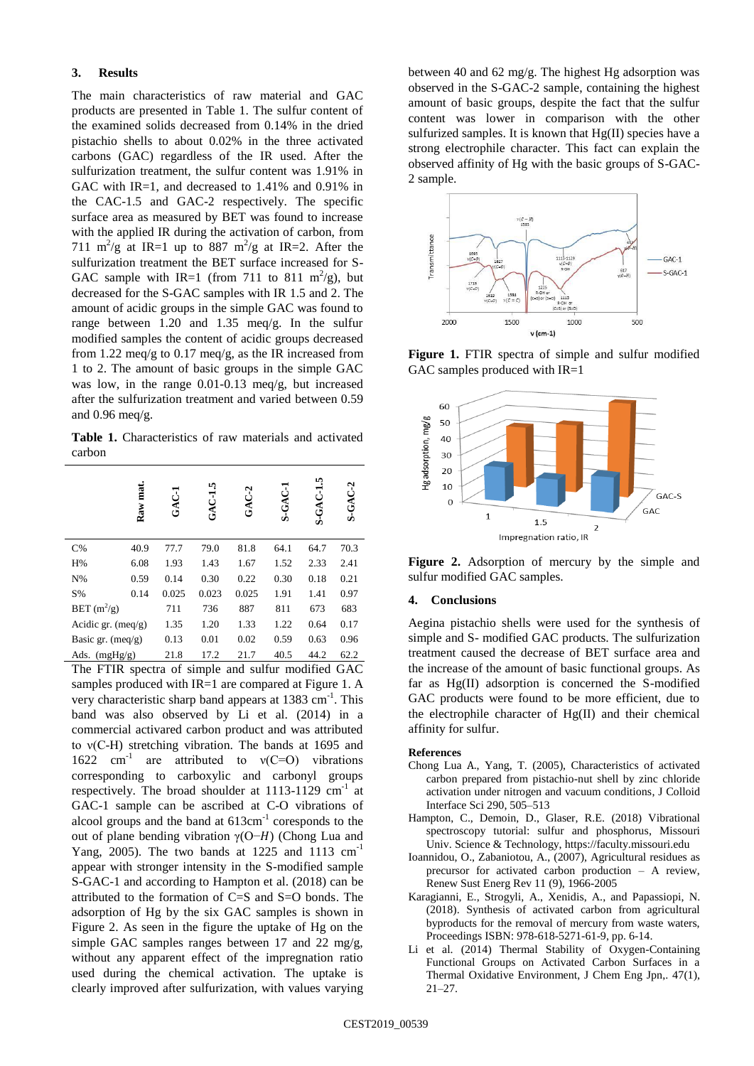## 3. Results

The main characteristics of raw material and GAC products are presented in Table 1. The sulfur content of the examined solids decreased from 0.14% in the dried pistachio shells to about 0.02% in the three activated carbons (GAC) regardless of the IR used. After the sulfurization treatment, the sulfur content was 1.91% in GAC with IR=1, and decreased to 1.41% and 0.91% in the CAC-1.5 and GAC-2 respectively. The specific surface area as measured by BET was found to increase with the applied IR during the activation of carbon, from 711 $m^2/g$ at IR=1 up to 887 $m^2/g$ at IR=2. After the sulfurization treatment the BET surface increased for S-GAC sample with IR=1 (from 711 to 811 $m^2/g$), but decreased for the S-GAC samples with IR 1.5 and 2. The amount of acidic groups in the simple GAC was found to range between 1.20 and 1.35 meq/g. In the sulfur modified samples the content of acidic groups decreased from 1.22 meq/g to 0.17 meq/g, as the IR increased from 1 to 2. The amount of basic groups in the simple GAC was low, in the range 0.01-0.13 meq/g, but increased after the sulfurization treatment and varied between 0.59 and 0.96 meq/g.

**Table 1.** Characteristics of raw materials and activated carbon

| | Raw mat. | GAC-1 | GAC-1.5 | GAC-2 | S-GAC-1 | S-GAC-1.5 | S-GAC-2 |
|---|---|---|---|---|---|---|---|
| C% | 40.9 | 77.7 | 79.0 | 81.8 | 64.1 | 64.7 | 70.3 |
| H% | 6.08 | 1.93 | 1.43 | 1.67 | 1.52 | 2.33 | 2.41 |
| N% | 0.59 | 0.14 | 0.30 | 0.22 | 0.30 | 0.18 | 0.21 |
| S% | 0.14 | 0.025 | 0.023 | 0.025 | 1.91 | 1.41 | 0.97 |
| BET ($m^2/g$) | | 711 | 736 | 887 | 811 | 673 | 683 |
| Acidic gr. (meq/g) | | 1.35 | 1.20 | 1.33 | 1.22 | 0.64 | 0.17 |
| Basic gr. (meq/g) | | 0.13 | 0.01 | 0.02 | 0.59 | 0.63 | 0.96 |
| Ads. (mgHg/g) | | 21.8 | 17.2 | 21.7 | 40.5 | 44.2 | 62.2 |

The FTIR spectra of simple and sulfur modified GAC samples produced with IR=1 are compared at Figure 1. A very characteristic sharp band appears at 1383 $cm^{-1}$. This band was also observed by Li et al. (2014) in a commercial activated carbon product and was attributed to ν(C-H) stretching vibration. The bands at 1695 and 1622 $cm^{-1}$ are attributed to ν(C=O) vibrations corresponding to carboxylic and carbonyl groups respectively. The broad shoulder at 1113-1129 $cm^{-1}$ at GAC-1 sample can be ascribed at C-O vibrations of alcool groups and the band at 613$cm^{-1}$ coresponds to the out of plane bending vibration γ(O−*H*) (Chong Lua and Yang, 2005). The two bands at 1225 and 1113 $cm^{-1}$ appear with stronger intensity in the S-modified sample S-GAC-1 and according to Hampton et al. (2018) can be attributed to the formation of C=S and S=O bonds. The adsorption of Hg by the six GAC samples is shown in Figure 2. As seen in the figure the uptake of Hg on the simple GAC samples ranges between 17 and 22 mg/g, without any apparent effect of the impregnation ratio used during the chemical activation. The uptake is clearly improved after sulfurization, with values varying between 40 and 62 mg/g. The highest Hg adsorption was observed in the S-GAC-2 sample, containing the highest amount of basic groups, despite the fact that the sulfur content was lower in comparison with the other sulfurized samples. It is known that Hg(II) species have a strong electrophile character. This fact can explain the observed affinity of Hg with the basic groups of S-GAC-2 sample.

Transmittance
γ(C−H) 1383
1695 ν(C=O)
1622 ν(C=O)
1715 ν(C=O)
1619 ν(C=O)
1581 ν(C=C)
1113-1129 ν(C-O) R-OH
1225 R-OH or (C=S) or (S=O)
1113 R-OH or (C=S) or (S=O)
617 γ(O−H)
613 γ(O−H)
GAC-1
S-GAC-1
2000 1500 1000 500
ν (cm-1)

**Figure 1.** FTIR spectra of simple and sulfur modified GAC samples produced with IR=1

Hg adsorption, mg/g
60 50 40 30 20 10 0
1 1.5 2
Impregnation ratio, IR
GAC-S
GAC

**Figure 2.** Adsorption of mercury by the simple and sulfur modified GAC samples.

## 4. Conclusions

Aegina pistachio shells were used for the synthesis of simple and S- modified GAC products. The sulfurization treatment caused the decrease of BET surface area and the increase of the amount of basic functional groups. As far as Hg(II) adsorption is concerned the S-modified GAC products were found to be more efficient, due to the electrophile character of Hg(II) and their chemical affinity for sulfur.

### References

Chong Lua A., Yang, T. (2005), Characteristics of activated carbon prepared from pistachio-nut shell by zinc chloride activation under nitrogen and vacuum conditions, J Colloid Interface Sci 290, 505–513

Hampton, C., Demoin, D., Glaser, R.E. (2018) Vibrational spectroscopy tutorial: sulfur and phosphorus, Missouri Univ. Science & Technology, https://faculty.missouri.edu

Ioannidou, O., Zabaniotou, A., (2007), Agricultural residues as precursor for activated carbon production – A review, Renew Sust Energ Rev 11 (9), 1966-2005

Karagianni, E., Strogyli, A., Xenidis, A., and Papassiopi, N. (2018). Synthesis of activated carbon from agricultural byproducts for the removal of mercury from waste waters, Proceedings ISBN: 978-618-5271-61-9, pp. 6-14.

Li et al. (2014) Thermal Stability of Oxygen-Containing Functional Groups on Activated Carbon Surfaces in a Thermal Oxidative Environment, J Chem Eng Jpn,. 47(1), 21–27.